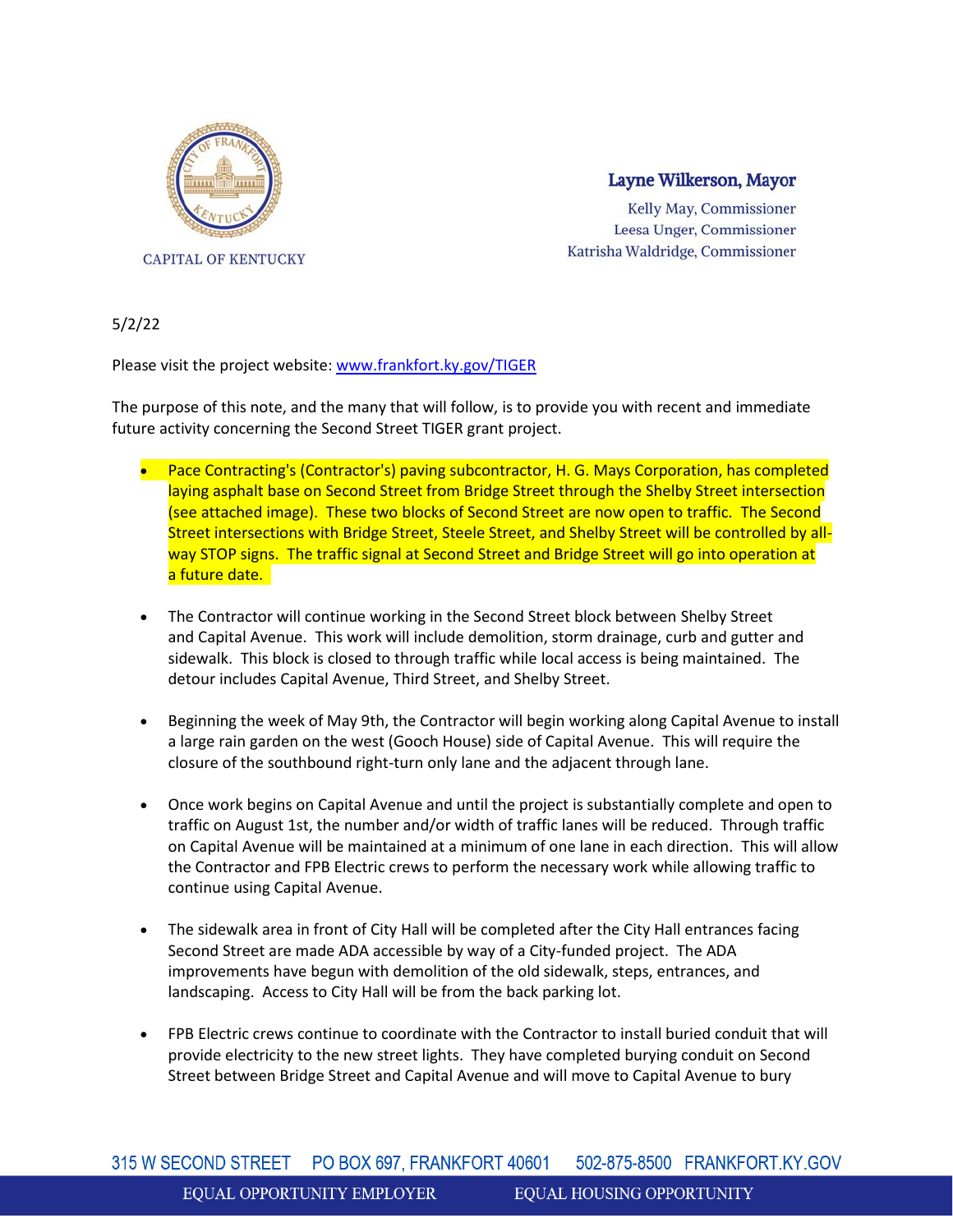CAPITAL OF KENTUCKY

**Layne Wilkerson, Mayor**

Kelly May, Commissioner
Leesa Unger, Commissioner
Katrisha Waldridge, Commissioner

5/2/22

Please visit the project website: [www.frankfort.ky.gov/TIGER](http://www.frankfort.ky.gov/TIGER)

The purpose of this note, and the many that will follow, is to provide you with recent and immediate future activity concerning the Second Street TIGER grant project.

- Pace Contracting's (Contractor's) paving subcontractor, H. G. Mays Corporation, has completed laying asphalt base on Second Street from Bridge Street through the Shelby Street intersection (see attached image). These two blocks of Second Street are now open to traffic. The Second Street intersections with Bridge Street, Steele Street, and Shelby Street will be controlled by all-way STOP signs. The traffic signal at Second Street and Bridge Street will go into operation at a future date.

- The Contractor will continue working in the Second Street block between Shelby Street and Capital Avenue. This work will include demolition, storm drainage, curb and gutter and sidewalk. This block is closed to through traffic while local access is being maintained. The detour includes Capital Avenue, Third Street, and Shelby Street.

- Beginning the week of May 9th, the Contractor will begin working along Capital Avenue to install a large rain garden on the west (Gooch House) side of Capital Avenue. This will require the closure of the southbound right-turn only lane and the adjacent through lane.

- Once work begins on Capital Avenue and until the project is substantially complete and open to traffic on August 1st, the number and/or width of traffic lanes will be reduced. Through traffic on Capital Avenue will be maintained at a minimum of one lane in each direction. This will allow the Contractor and FPB Electric crews to perform the necessary work while allowing traffic to continue using Capital Avenue.

- The sidewalk area in front of City Hall will be completed after the City Hall entrances facing Second Street are made ADA accessible by way of a City-funded project. The ADA improvements have begun with demolition of the old sidewalk, steps, entrances, and landscaping. Access to City Hall will be from the back parking lot.

- FPB Electric crews continue to coordinate with the Contractor to install buried conduit that will provide electricity to the new street lights. They have completed burying conduit on Second Street between Bridge Street and Capital Avenue and will move to Capital Avenue to bury

315 W SECOND STREET PO BOX 697, FRANKFORT 40601 502-875-8500 FRANKFORT.KY.GOV

EQUAL OPPORTUNITY EMPLOYER EQUAL HOUSING OPPORTUNITY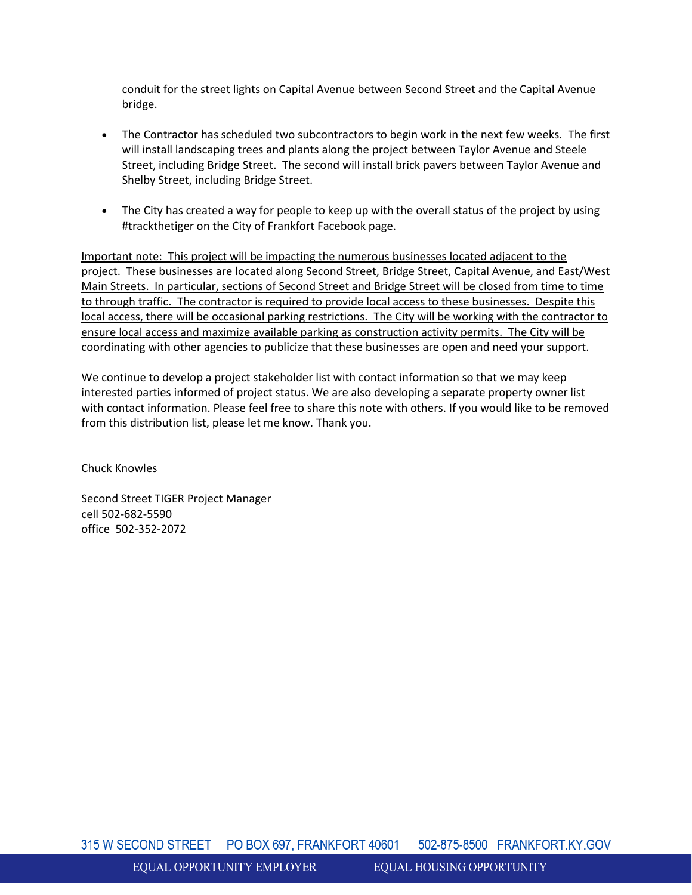conduit for the street lights on Capital Avenue between Second Street and the Capital Avenue bridge.

- The Contractor has scheduled two subcontractors to begin work in the next few weeks. The first will install landscaping trees and plants along the project between Taylor Avenue and Steele Street, including Bridge Street. The second will install brick pavers between Taylor Avenue and Shelby Street, including Bridge Street.

- The City has created a way for people to keep up with the overall status of the project by using #trackthetiger on the City of Frankfort Facebook page.

<u>Important note: This project will be impacting the numerous businesses located adjacent to the project. These businesses are located along Second Street, Bridge Street, Capital Avenue, and East/West Main Streets. In particular, sections of Second Street and Bridge Street will be closed from time to time to through traffic. The contractor is required to provide local access to these businesses. Despite this local access, there will be occasional parking restrictions. The City will be working with the contractor to ensure local access and maximize available parking as construction activity permits. The City will be coordinating with other agencies to publicize that these businesses are open and need your support.</u>

We continue to develop a project stakeholder list with contact information so that we may keep interested parties informed of project status. We are also developing a separate property owner list with contact information. Please feel free to share this note with others. If you would like to be removed from this distribution list, please let me know. Thank you.

Chuck Knowles

Second Street TIGER Project Manager
cell 502-682-5590
office 502-352-2072

315 W SECOND STREET PO BOX 697, FRANKFORT 40601 502-875-8500 FRANKFORT.KY.GOV

EQUAL OPPORTUNITY EMPLOYER EQUAL HOUSING OPPORTUNITY